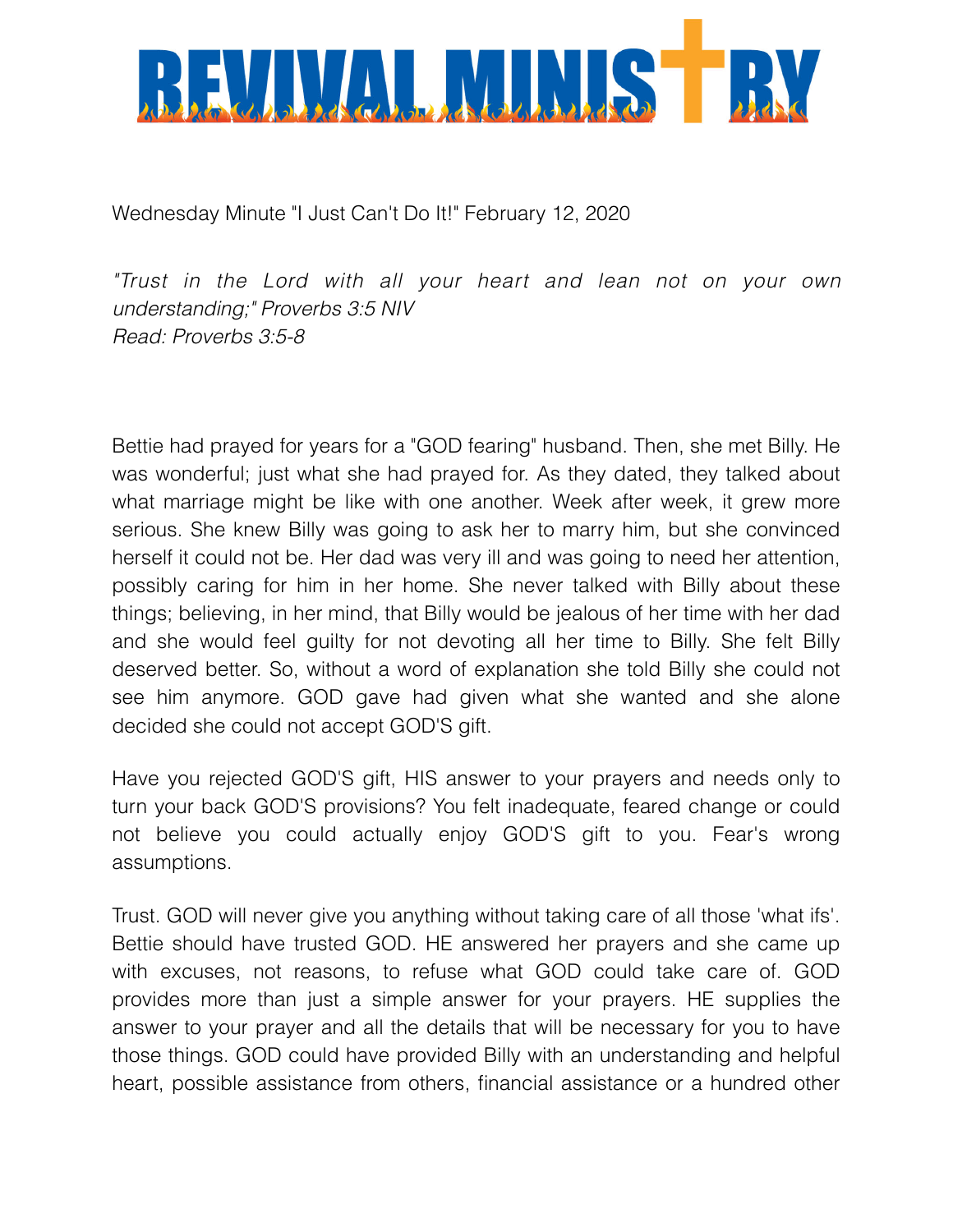# REVIVAL MINISTRY

Wednesday Minute "I Just Can't Do It!" February 12, 2020

*"Trust in the Lord with all your heart and lean not on your own understanding;" Proverbs 3:5 NIV*
*Read: Proverbs 3:5-8*

Bettie had prayed for years for a "GOD fearing" husband. Then, she met Billy. He was wonderful; just what she had prayed for. As they dated, they talked about what marriage might be like with one another. Week after week, it grew more serious. She knew Billy was going to ask her to marry him, but she convinced herself it could not be. Her dad was very ill and was going to need her attention, possibly caring for him in her home. She never talked with Billy about these things; believing, in her mind, that Billy would be jealous of her time with her dad and she would feel guilty for not devoting all her time to Billy. She felt Billy deserved better. So, without a word of explanation she told Billy she could not see him anymore. GOD gave had given what she wanted and she alone decided she could not accept GOD'S gift.

Have you rejected GOD'S gift, HIS answer to your prayers and needs only to turn your back GOD'S provisions? You felt inadequate, feared change or could not believe you could actually enjoy GOD'S gift to you. Fear's wrong assumptions.

Trust. GOD will never give you anything without taking care of all those 'what ifs'. Bettie should have trusted GOD. HE answered her prayers and she came up with excuses, not reasons, to refuse what GOD could take care of. GOD provides more than just a simple answer for your prayers. HE supplies the answer to your prayer and all the details that will be necessary for you to have those things. GOD could have provided Billy with an understanding and helpful heart, possible assistance from others, financial assistance or a hundred other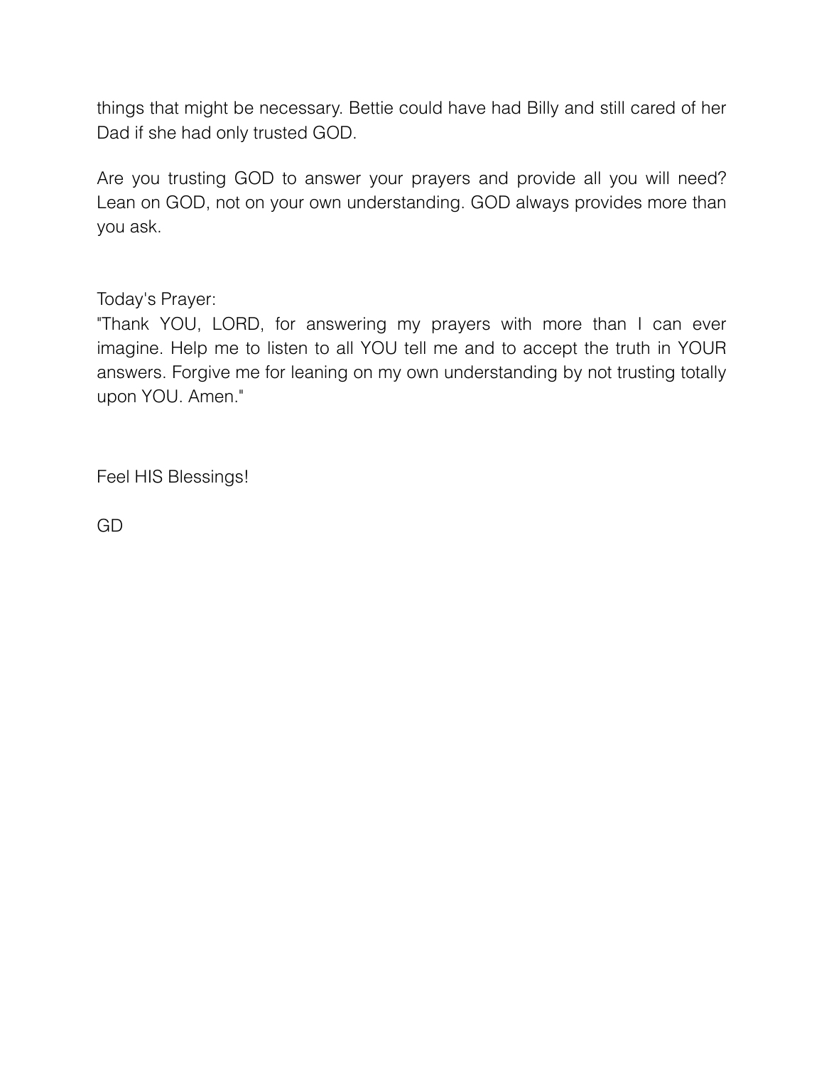things that might be necessary. Bettie could have had Billy and still cared of her Dad if she had only trusted GOD.

Are you trusting GOD to answer your prayers and provide all you will need? Lean on GOD, not on your own understanding. GOD always provides more than you ask.

Today's Prayer:
"Thank YOU, LORD, for answering my prayers with more than I can ever imagine. Help me to listen to all YOU tell me and to accept the truth in YOUR answers. Forgive me for leaning on my own understanding by not trusting totally upon YOU. Amen."

Feel HIS Blessings!

GD